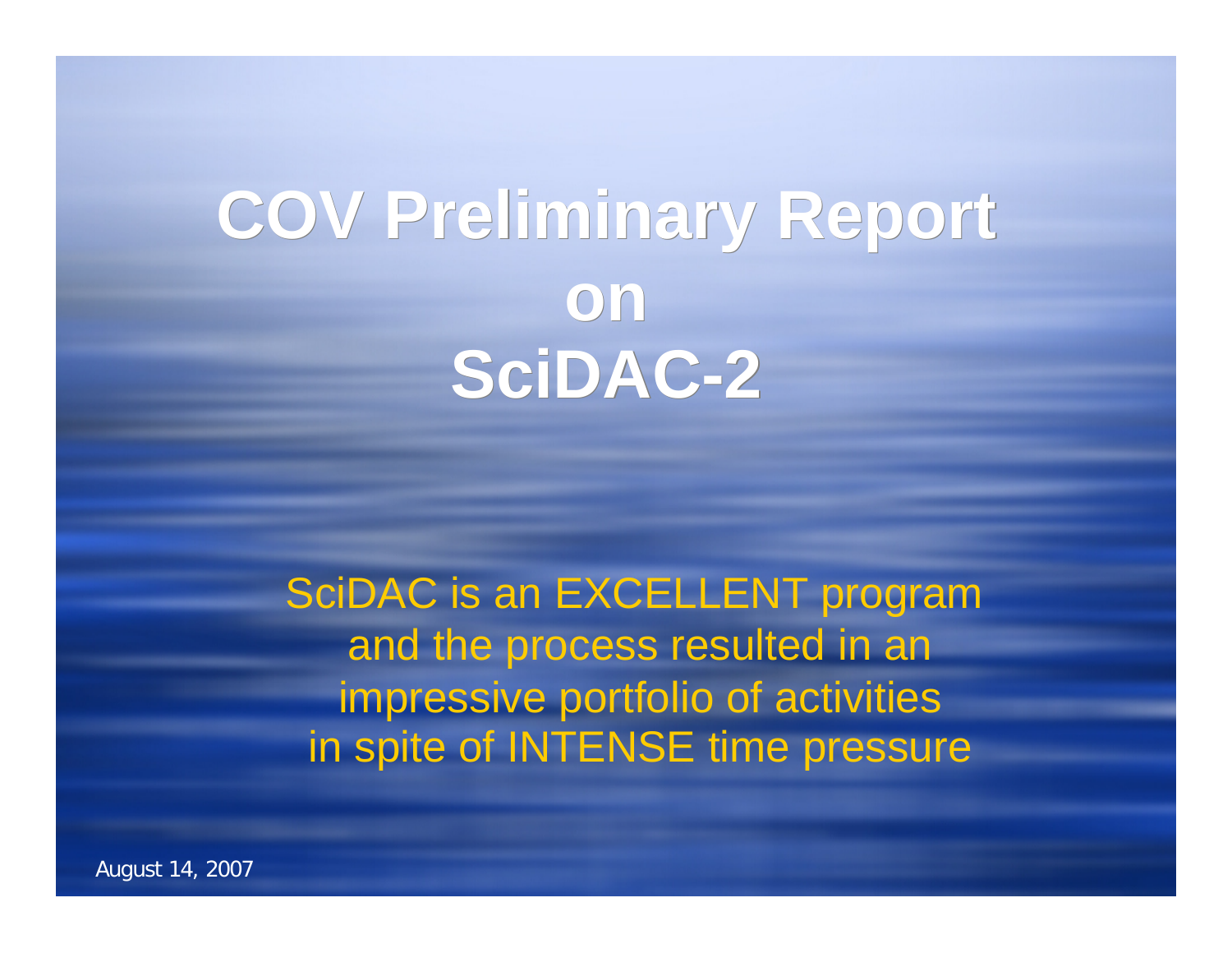# COV Preliminary Report on SciDAC-2

SciDAC is an EXCELLENT program and the process resulted in an impressive portfolio of activities in spite of INTENSE time pressure

August 14, 2007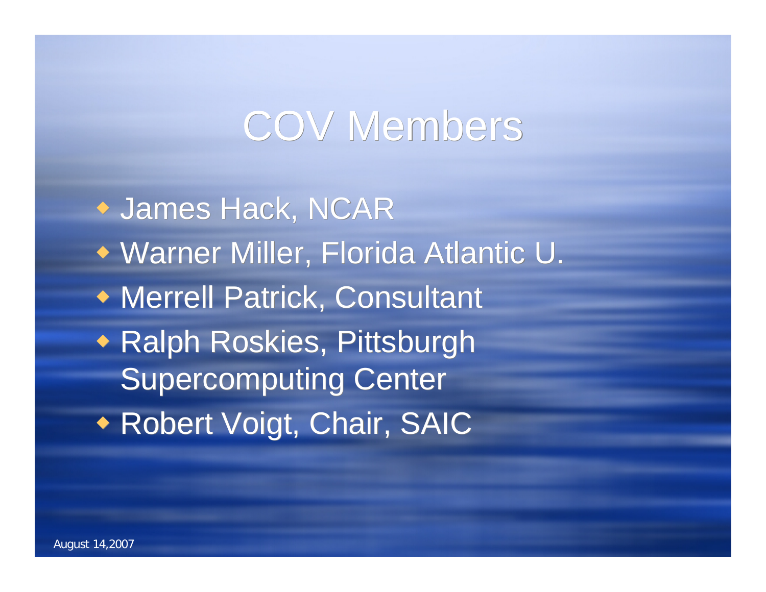# COV Members

- James Hack, NCAR
- Warner Miller, Florida Atlantic U.
- Merrell Patrick, Consultant
- Ralph Roskies, Pittsburgh Supercomputing Center
- Robert Voigt, Chair, SAIC

August 14,2007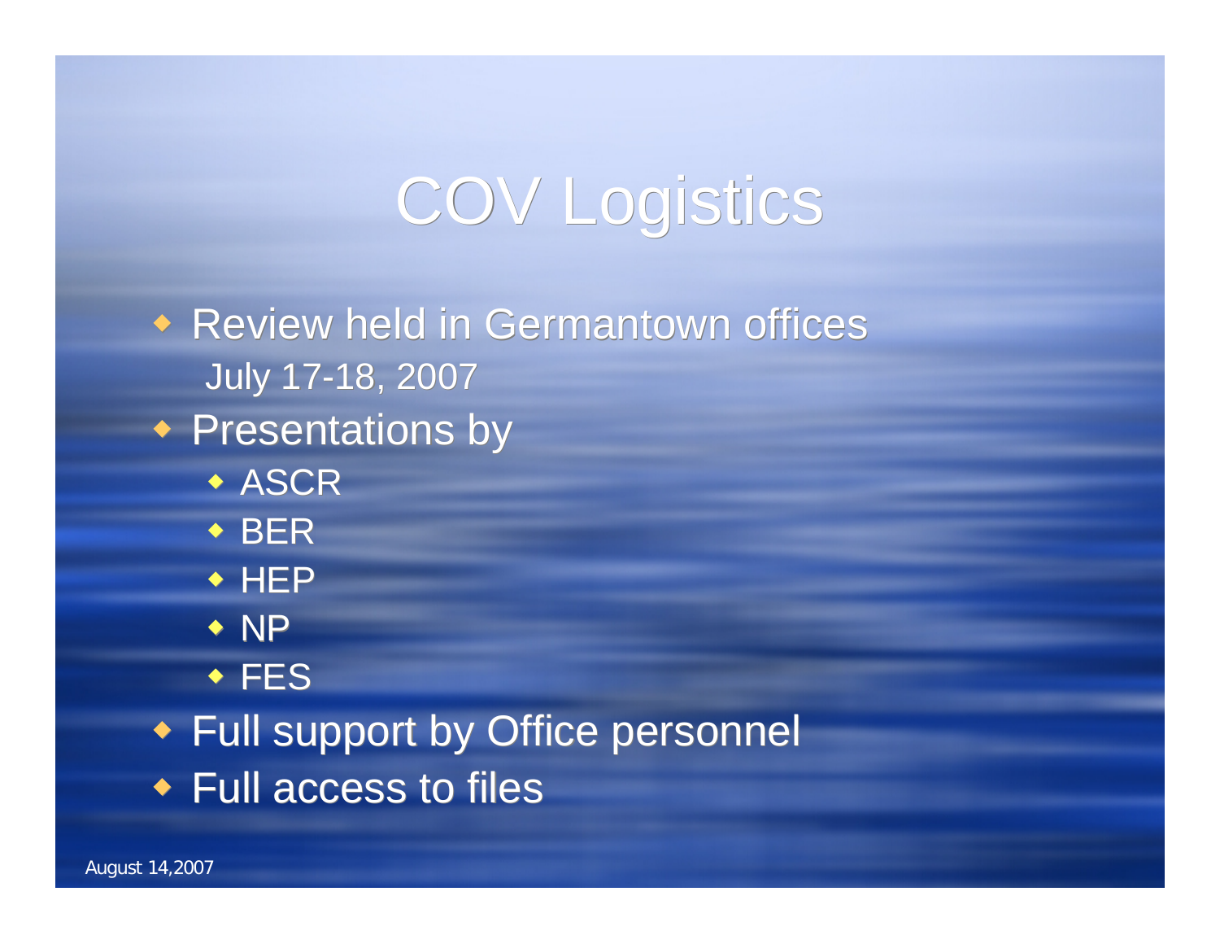# COV Logistics

- Review held in Germantown offices
  July 17-18, 2007
- Presentations by
  - ASCR
  - BER
  - HEP
  - NP
  - FES
- Full support by Office personnel
- Full access to files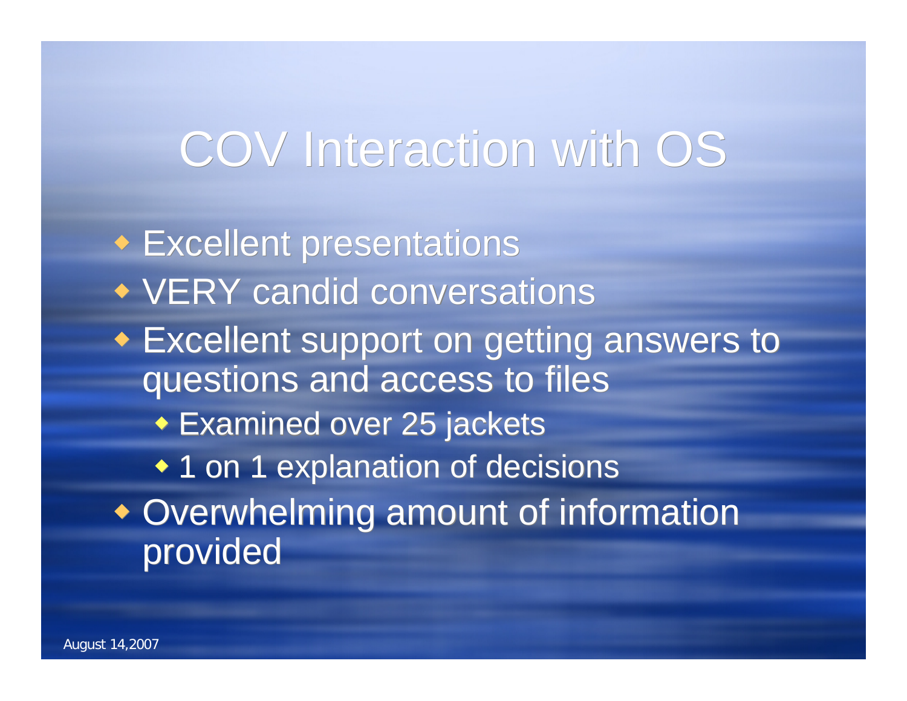# COV Interaction with OS

- Excellent presentations
- VERY candid conversations
- Excellent support on getting answers to questions and access to files
  - Examined over 25 jackets
  - 1 on 1 explanation of decisions
- Overwhelming amount of information provided

August 14,2007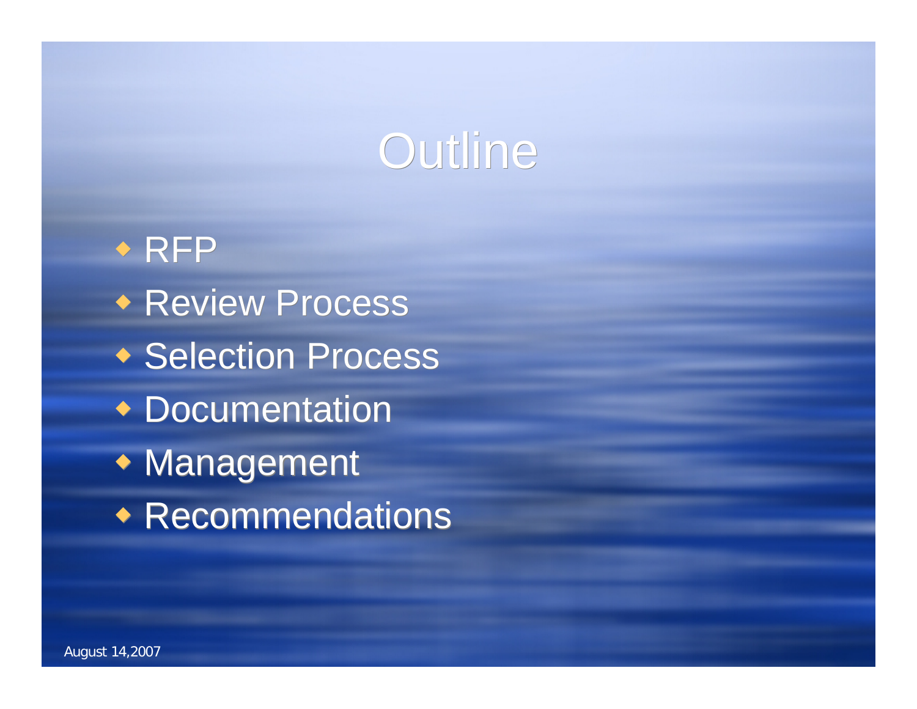# Outline

- RFP
- Review Process
- Selection Process
- Documentation
- Management
- Recommendations

August 14,2007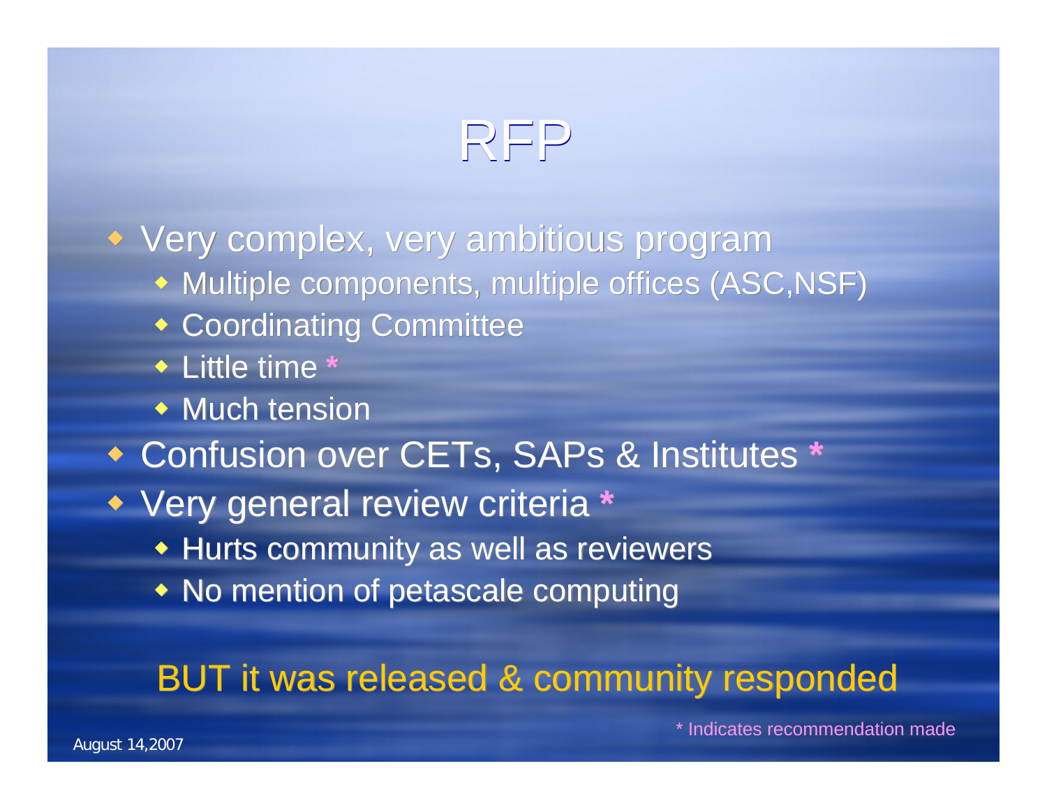# RFP

- Very complex, very ambitious program
  - Multiple components, multiple offices (ASC,NSF)
  - Coordinating Committee
  - Little time *
  - Much tension
- Confusion over CETs, SAPs & Institutes *
- Very general review criteria *
  - Hurts community as well as reviewers
  - No mention of petascale computing

BUT it was released & community responded

\* Indicates recommendation made

August 14,2007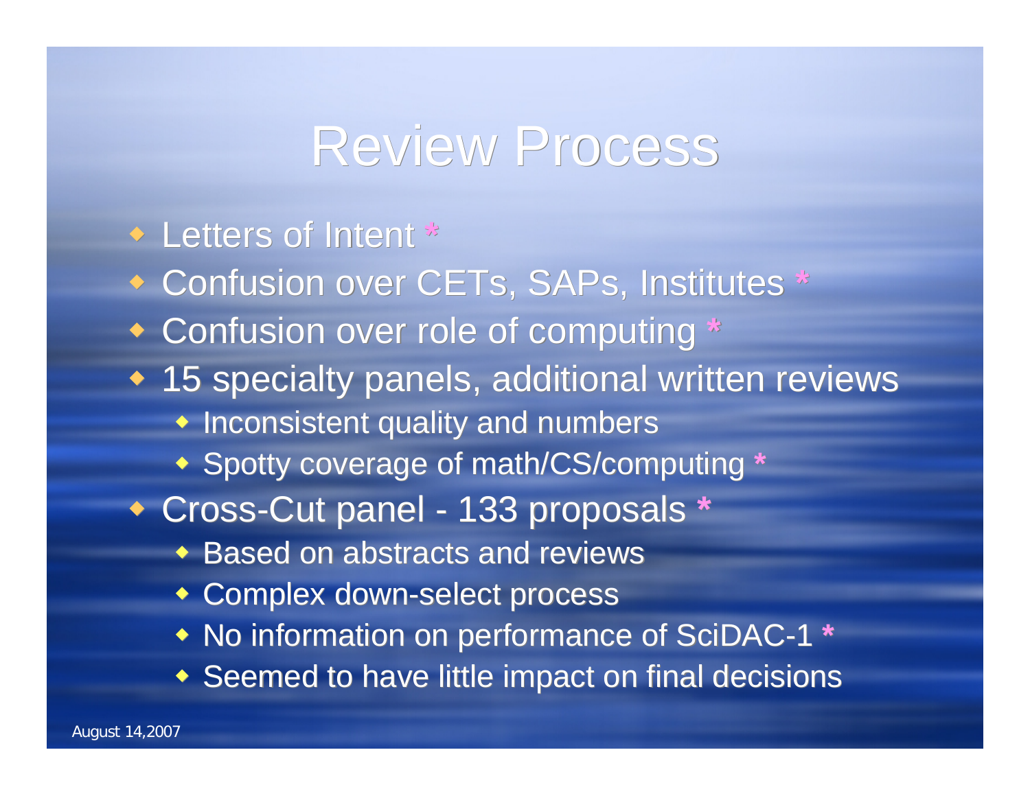# Review Process

- Letters of Intent *
- Confusion over CETs, SAPs, Institutes *
- Confusion over role of computing *
- 15 specialty panels, additional written reviews
  - Inconsistent quality and numbers
  - Spotty coverage of math/CS/computing *
- Cross-Cut panel - 133 proposals *
  - Based on abstracts and reviews
  - Complex down-select process
  - No information on performance of SciDAC-1 *
  - Seemed to have little impact on final decisions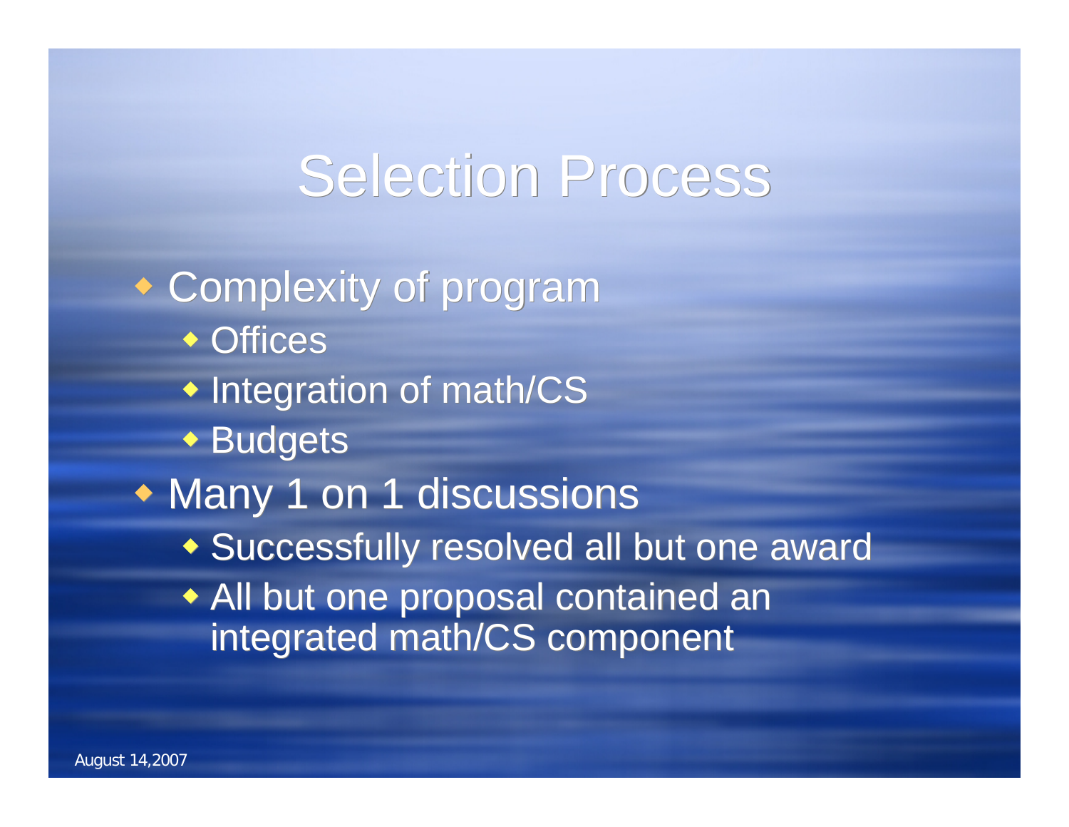# Selection Process

- Complexity of program
  - Offices
  - Integration of math/CS
  - Budgets
- Many 1 on 1 discussions
  - Successfully resolved all but one award
  - All but one proposal contained an integrated math/CS component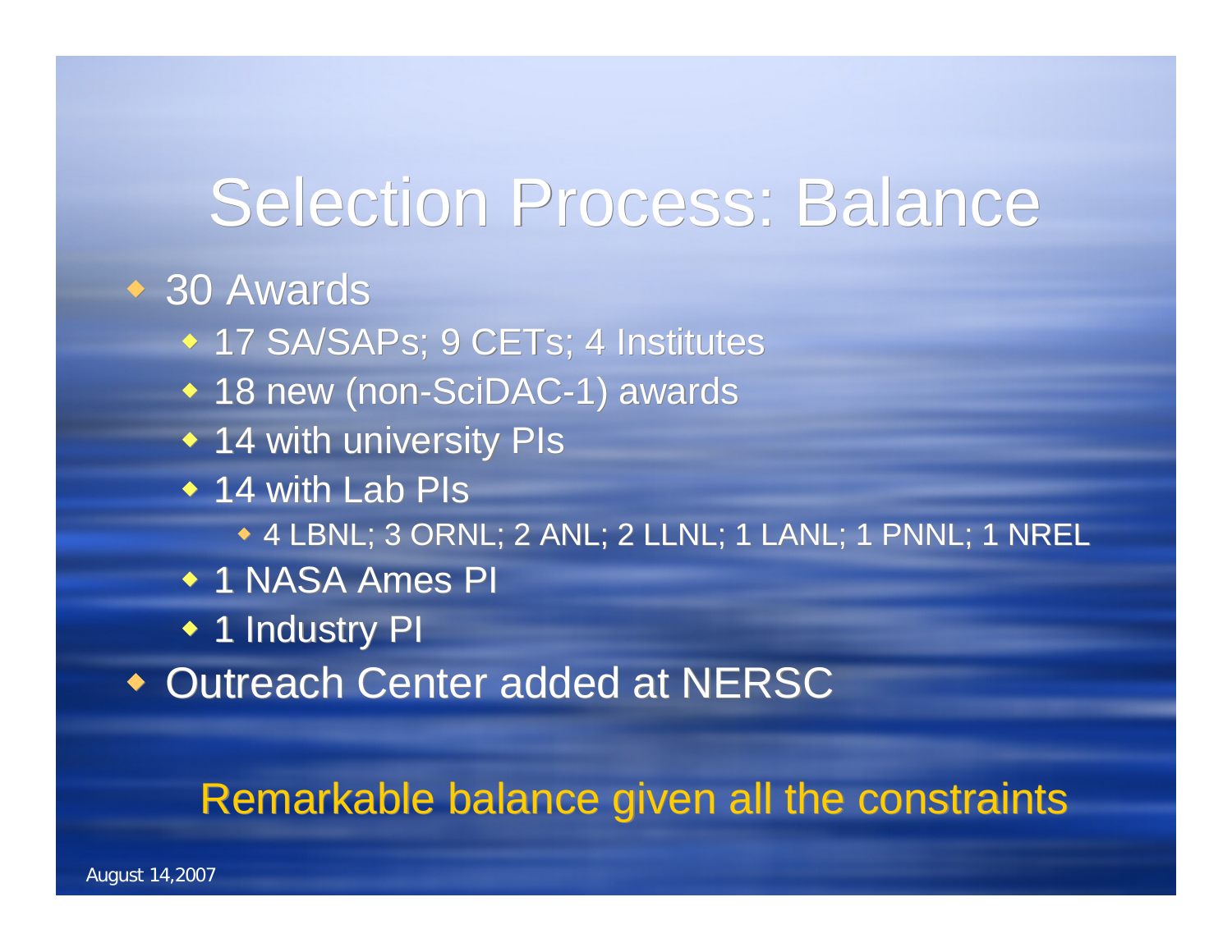# Selection Process: Balance

- 30 Awards
  - 17 SA/SAPs; 9 CETs; 4 Institutes
  - 18 new (non-SciDAC-1) awards
  - 14 with university PIs
  - 14 with Lab PIs
    - 4 LBNL; 3 ORNL; 2 ANL; 2 LLNL; 1 LANL; 1 PNNL; 1 NREL
  - 1 NASA Ames PI
  - 1 Industry PI
- Outreach Center added at NERSC

Remarkable balance given all the constraints

August 14,2007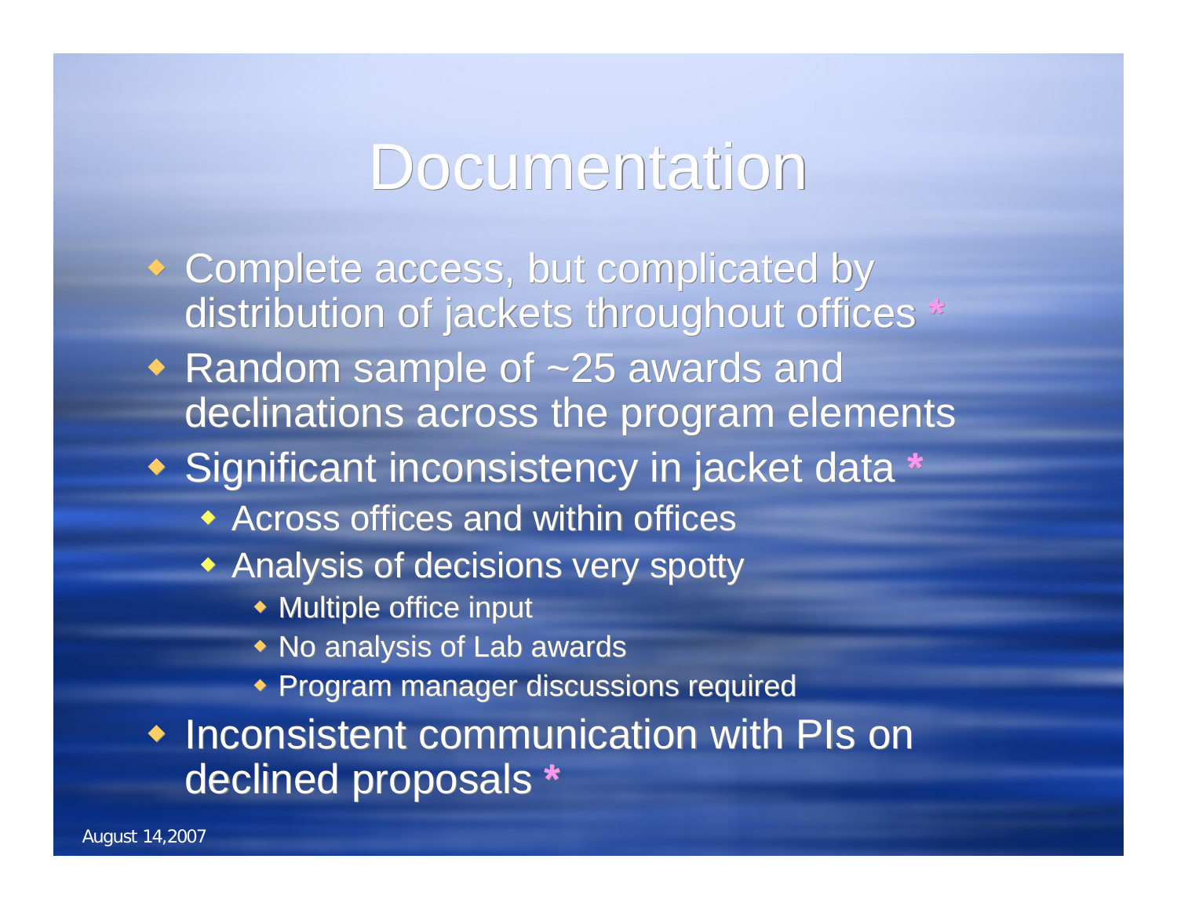# Documentation

- Complete access, but complicated by distribution of jackets throughout offices *
- Random sample of ~25 awards and declinations across the program elements
- Significant inconsistency in jacket data *
  - Across offices and within offices
  - Analysis of decisions very spotty
    - Multiple office input
    - No analysis of Lab awards
    - Program manager discussions required
- Inconsistent communication with PIs on declined proposals *

August 14,2007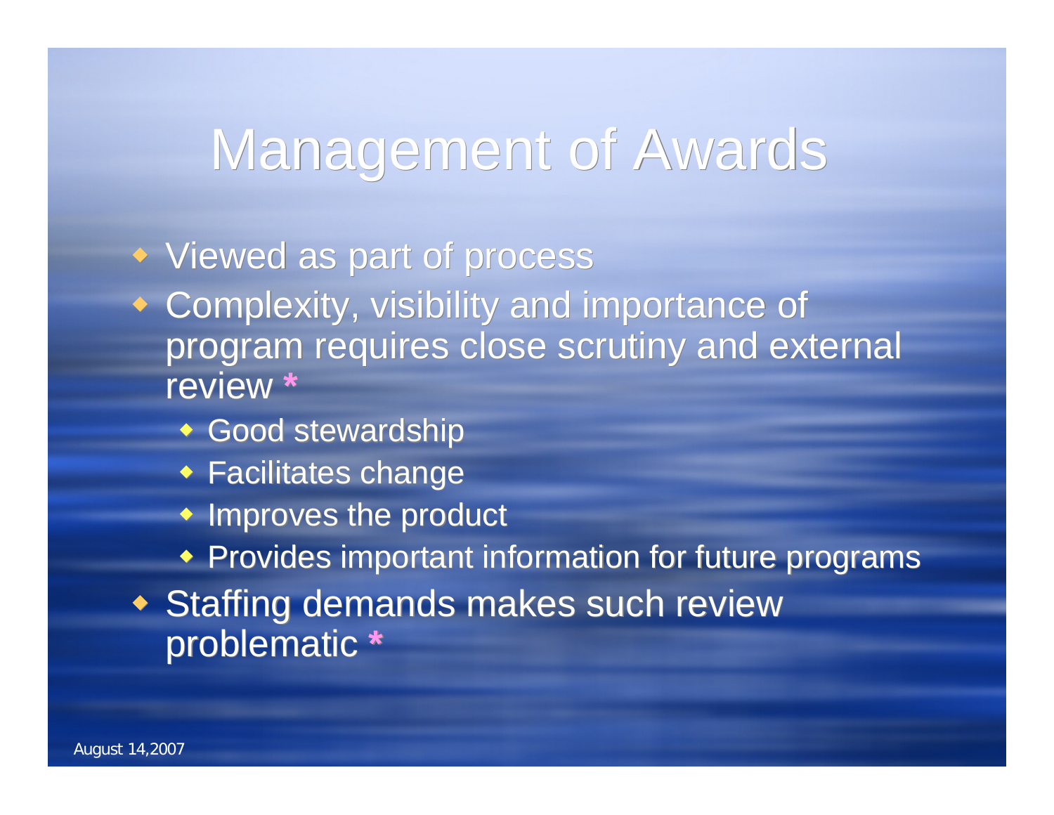# Management of Awards

- Viewed as part of process
- Complexity, visibility and importance of program requires close scrutiny and external review *
  - Good stewardship
  - Facilitates change
  - Improves the product
  - Provides important information for future programs
- Staffing demands makes such review problematic *

August 14,2007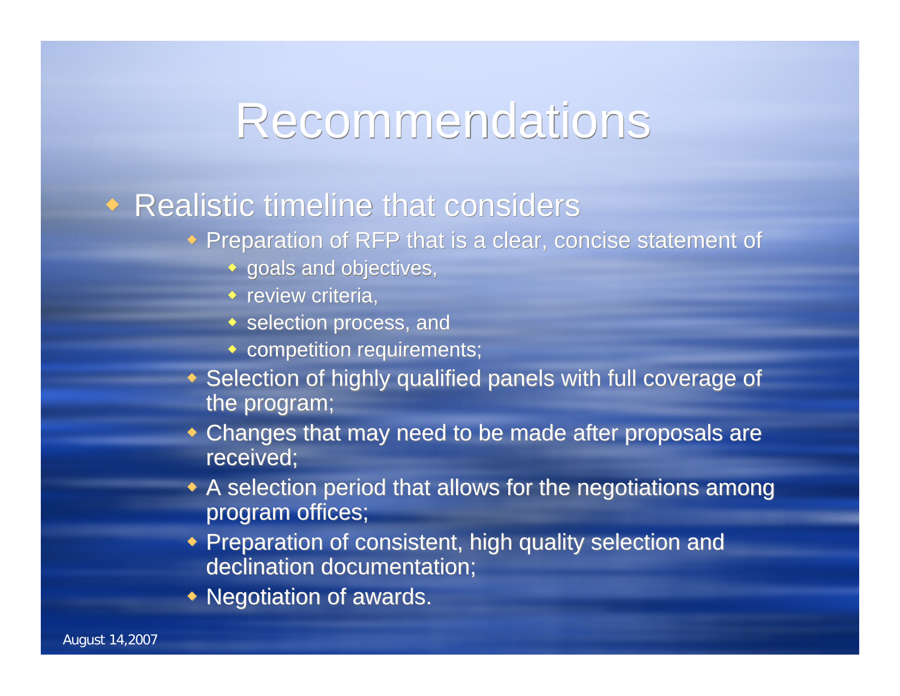# Recommendations

- Realistic timeline that considers
  - Preparation of RFP that is a clear, concise statement of
    - goals and objectives,
    - review criteria,
    - selection process, and
    - competition requirements;
  - Selection of highly qualified panels with full coverage of the program;
  - Changes that may need to be made after proposals are received;
  - A selection period that allows for the negotiations among program offices;
  - Preparation of consistent, high quality selection and declination documentation;
  - Negotiation of awards.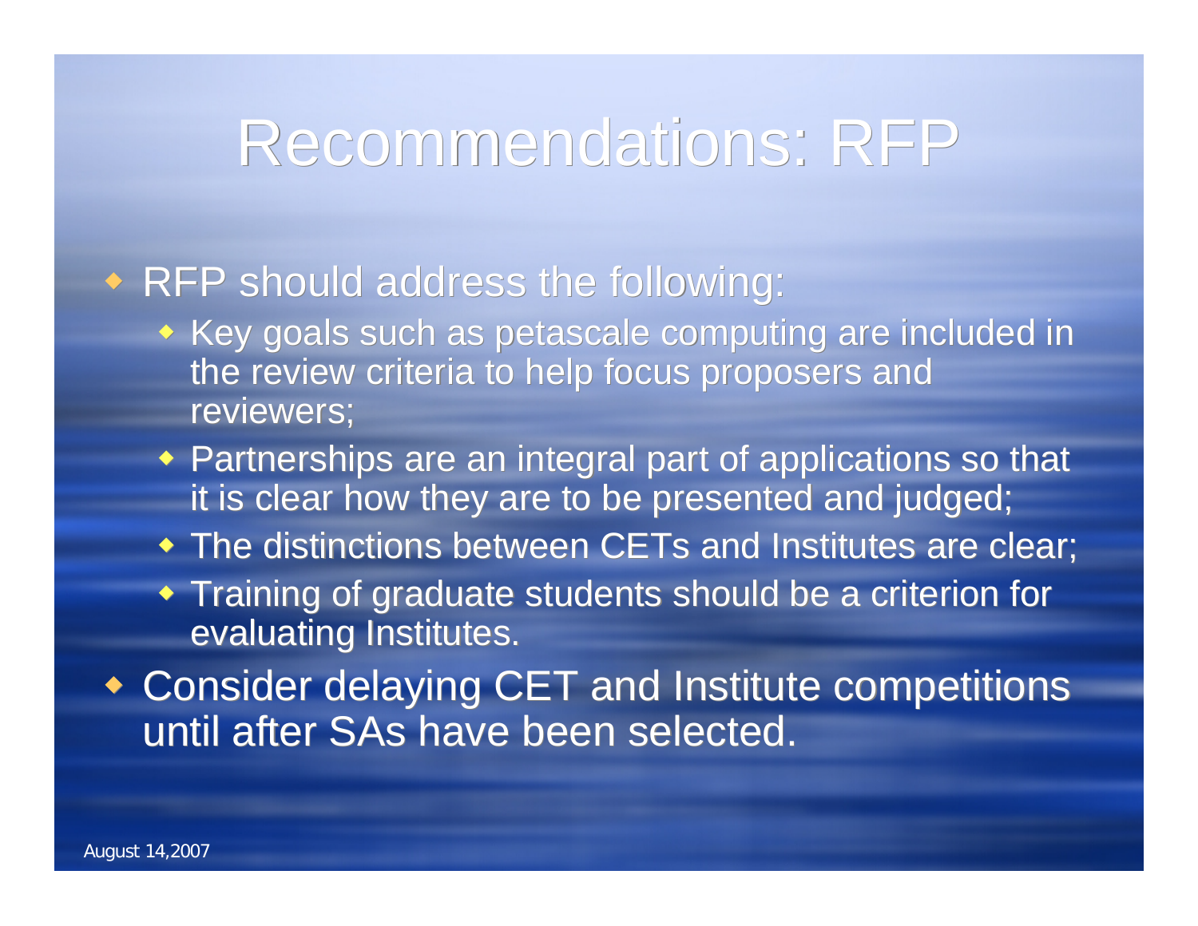# Recommendations: RFP

- RFP should address the following:
  - Key goals such as petascale computing are included in the review criteria to help focus proposers and reviewers;
  - Partnerships are an integral part of applications so that it is clear how they are to be presented and judged;
  - The distinctions between CETs and Institutes are clear;
  - Training of graduate students should be a criterion for evaluating Institutes.
- Consider delaying CET and Institute competitions until after SAs have been selected.

August 14,2007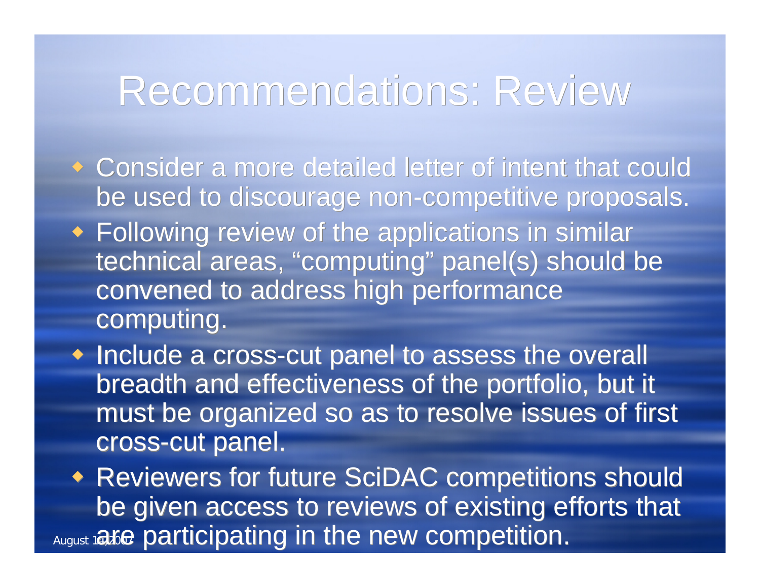# Recommendations: Review

- Consider a more detailed letter of intent that could be used to discourage non-competitive proposals.
- Following review of the applications in similar technical areas, “computing” panel(s) should be convened to address high performance computing.
- Include a cross-cut panel to assess the overall breadth and effectiveness of the portfolio, but it must be organized so as to resolve issues of first cross-cut panel.
- Reviewers for future SciDAC competitions should be given access to reviews of existing efforts that are participating in the new competition.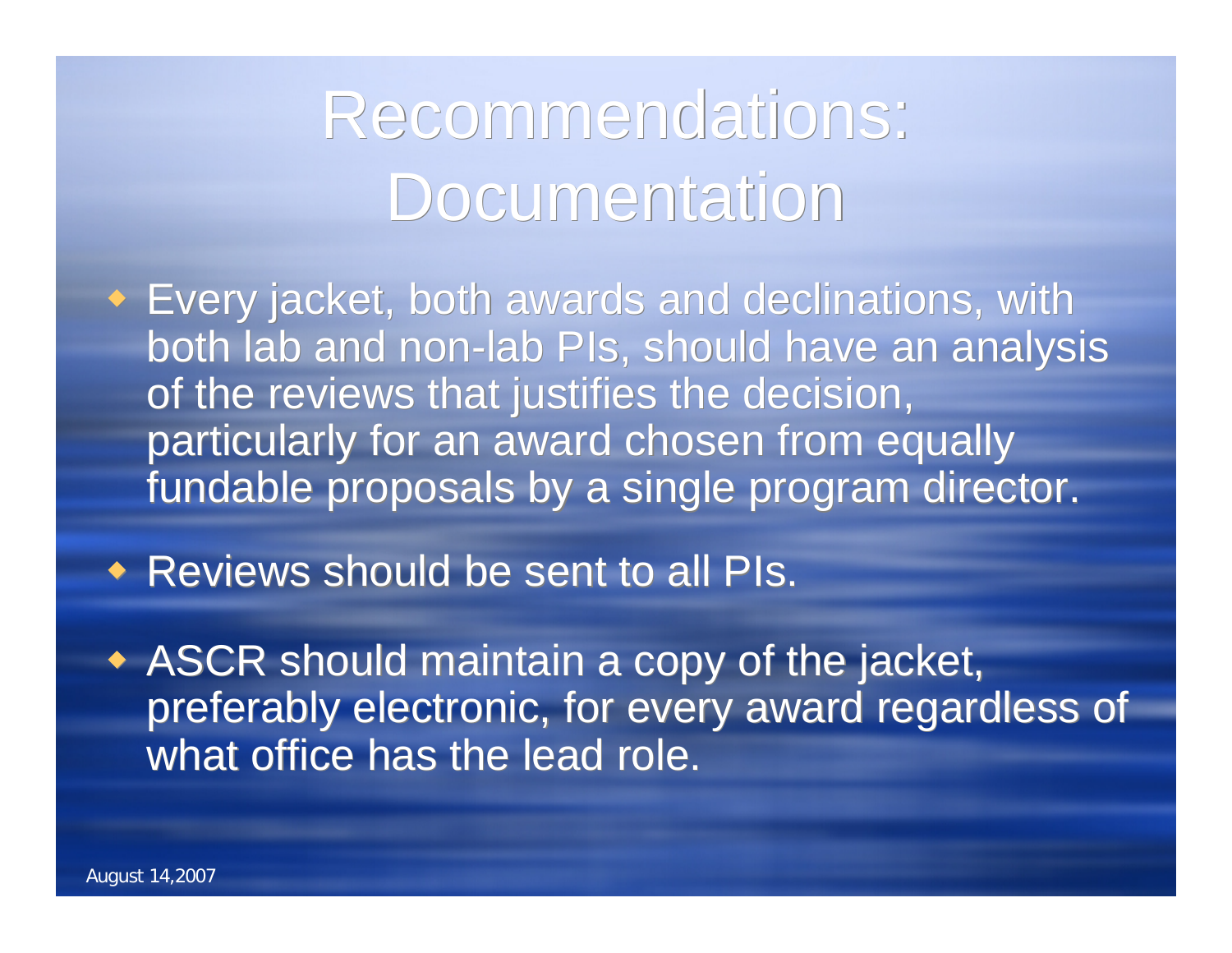# Recommendations: Documentation

- Every jacket, both awards and declinations, with both lab and non-lab PIs, should have an analysis of the reviews that justifies the decision, particularly for an award chosen from equally fundable proposals by a single program director.
- Reviews should be sent to all PIs.
- ASCR should maintain a copy of the jacket, preferably electronic, for every award regardless of what office has the lead role.

August 14,2007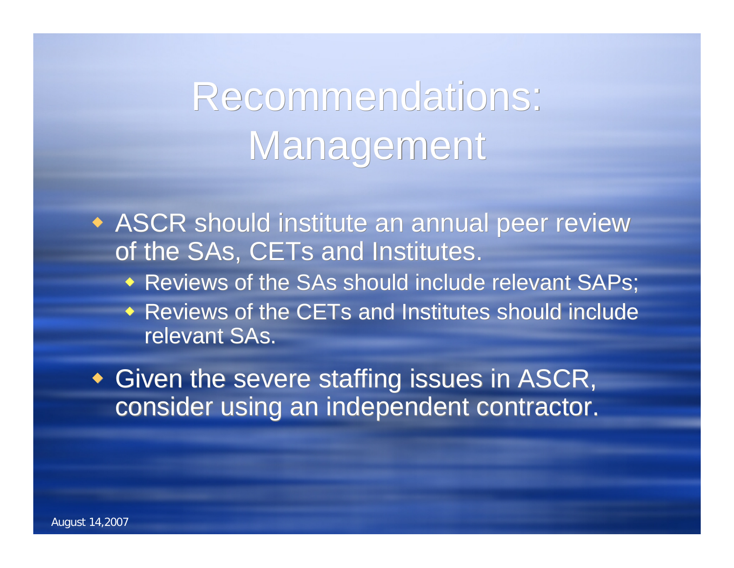# Recommendations: Management

- ASCR should institute an annual peer review of the SAs, CETs and Institutes.
  - Reviews of the SAs should include relevant SAPs;
  - Reviews of the CETs and Institutes should include relevant SAs.
- Given the severe staffing issues in ASCR, consider using an independent contractor.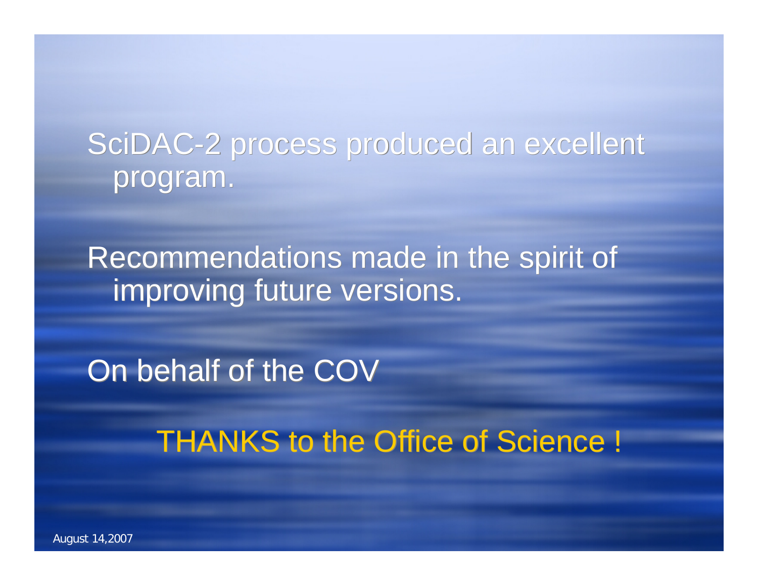SciDAC-2 process produced an excellent program.

Recommendations made in the spirit of improving future versions.

On behalf of the COV

THANKS to the Office of Science !

August 14,2007